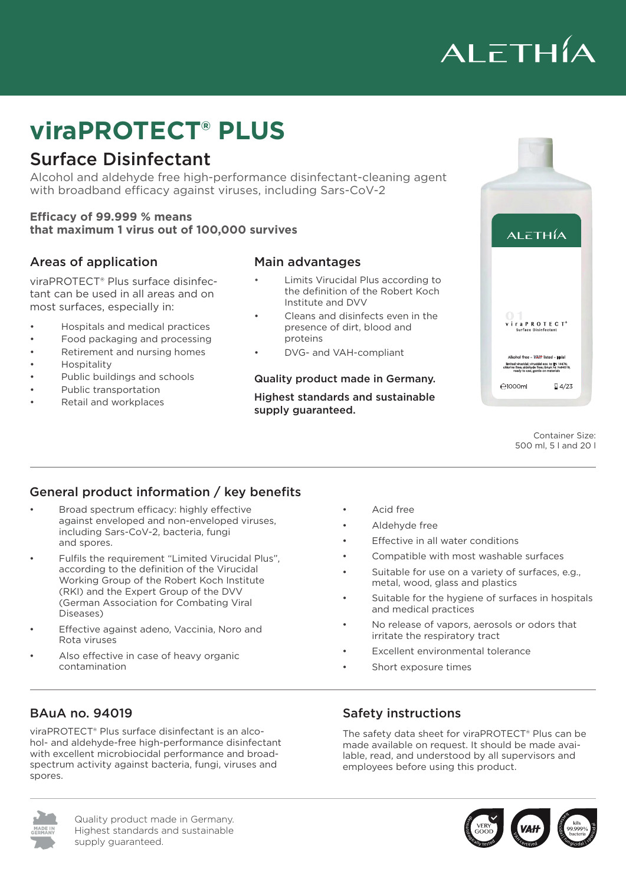ALETHIA

# viraPROTECT® PLUS

## Surface Disinfectant

Alcohol and aldehyde free high-performance disinfectant-cleaning agent with broadband efficacy against viruses, including Sars-CoV-2

**Efficacy of 99.999 % means that maximum 1 virus out of 100,000 survives**

### Areas of application

viraPROTECT® Plus surface disinfectant can be used in all areas and on most surfaces, especially in:

- Hospitals and medical practices
- Food packaging and processing
- Retirement and nursing homes
- Hospitality
- Public buildings and schools
- Public transportation
- Retail and workplaces

### Main advantages

- Limits Virucidal Plus according to the definition of the Robert Koch Institute and DVV
- Cleans and disinfects even in the presence of dirt, blood and proteins
- DVG- and VAH-compliant

**Quality product made in Germany.**

**Highest standards and sustainable supply guaranteed.**

Container Size: 500 ml, 5 l and 20 l

### General product information / key benefits

- Broad spectrum efficacy: highly effective against enveloped and non-enveloped viruses, including Sars-CoV-2, bacteria, fungi and spores.
- Fulfils the requirement "Limited Virucidal Plus", according to the definition of the Virucidal Working Group of the Robert Koch Institute (RKI) and the Expert Group of the DVV (German Association for Combating Viral Diseases)
- Effective against adeno, Vaccinia, Noro and Rota viruses
- Also effective in case of heavy organic contamination
- Acid free
- Aldehyde free
- Effective in all water conditions
- Compatible with most washable surfaces
- Suitable for use on a variety of surfaces, e.g., metal, wood, glass and plastics
- Suitable for the hygiene of surfaces in hospitals and medical practices
- No release of vapors, aerosols or odors that irritate the respiratory tract
- Excellent environmental tolerance
- Short exposure times

### BAuA no. 94019

viraPROTECT® Plus surface disinfectant is an alcohol- and aldehyde-free high-performance disinfectant with excellent microbiocidal performance and broad-spectrum activity against bacteria, fungi, viruses and spores.

### Safety instructions

The safety data sheet for viraPROTECT® Plus can be made available on request. It should be made available, read, and understood by all supervisors and employees before using this product.

MADE IN GERMANY

Quality product made in Germany.
Highest standards and sustainable supply guaranteed.

VERY GOOD – dermatologically tested · VAH certified · kills 99.999% bacteria – bactericidal, fungicidal, sporicidal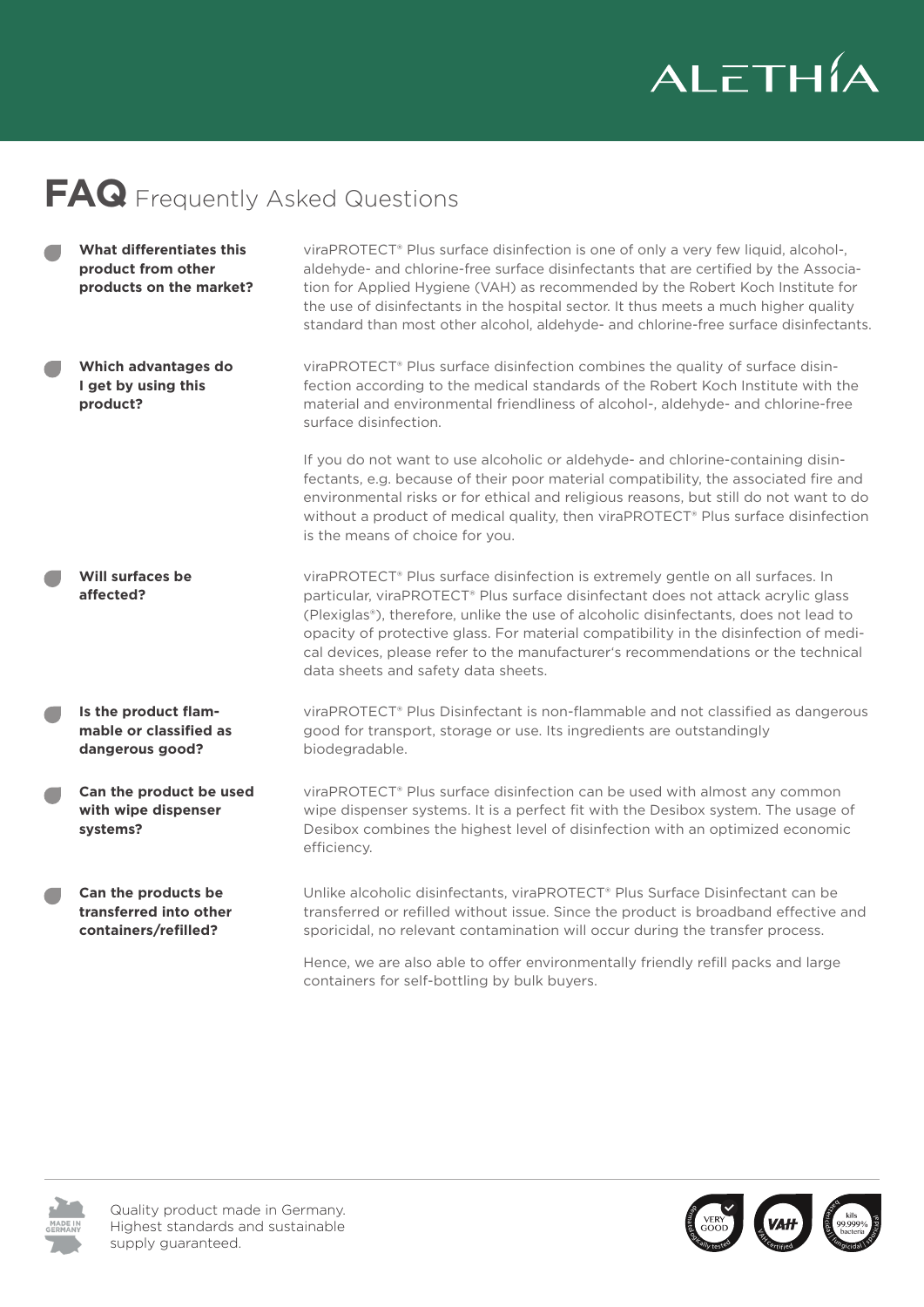# **FAQ** Frequently Asked Questions

**What differentiates this product from other products on the market?**

viraPROTECT® Plus surface disinfection is one of only a very few liquid, alcohol-, aldehyde- and chlorine-free surface disinfectants that are certified by the Association for Applied Hygiene (VAH) as recommended by the Robert Koch Institute for the use of disinfectants in the hospital sector. It thus meets a much higher quality standard than most other alcohol, aldehyde- and chlorine-free surface disinfectants.

**Which advantages do I get by using this product?**

viraPROTECT® Plus surface disinfection combines the quality of surface disinfection according to the medical standards of the Robert Koch Institute with the material and environmental friendliness of alcohol-, aldehyde- and chlorine-free surface disinfection.

If you do not want to use alcoholic or aldehyde- and chlorine-containing disinfectants, e.g. because of their poor material compatibility, the associated fire and environmental risks or for ethical and religious reasons, but still do not want to do without a product of medical quality, then viraPROTECT® Plus surface disinfection is the means of choice for you.

**Will surfaces be affected?**

viraPROTECT® Plus surface disinfection is extremely gentle on all surfaces. In particular, viraPROTECT® Plus surface disinfectant does not attack acrylic glass (Plexiglas®), therefore, unlike the use of alcoholic disinfectants, does not lead to opacity of protective glass. For material compatibility in the disinfection of medical devices, please refer to the manufacturer's recommendations or the technical data sheets and safety data sheets.

**Is the product flammable or classified as dangerous good?**

viraPROTECT® Plus Disinfectant is non-flammable and not classified as dangerous good for transport, storage or use. Its ingredients are outstandingly biodegradable.

**Can the product be used with wipe dispenser systems?**

viraPROTECT® Plus surface disinfection can be used with almost any common wipe dispenser systems. It is a perfect fit with the Desibox system. The usage of Desibox combines the highest level of disinfection with an optimized economic efficiency.

**Can the products be transferred into other containers/refilled?**

Unlike alcoholic disinfectants, viraPROTECT® Plus Surface Disinfectant can be transferred or refilled without issue. Since the product is broadband effective and sporicidal, no relevant contamination will occur during the transfer process.

Hence, we are also able to offer environmentally friendly refill packs and large containers for self-bottling by bulk buyers.

Quality product made in Germany.
Highest standards and sustainable supply guaranteed.